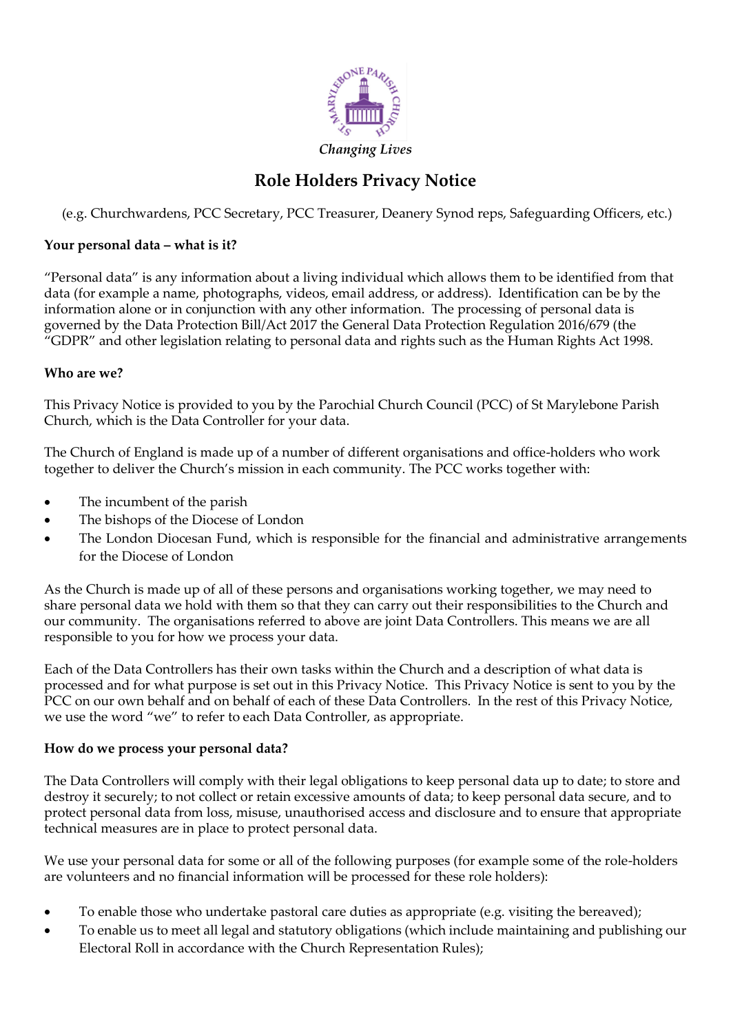*Changing Lives*

# Role Holders Privacy Notice

(e.g. Churchwardens, PCC Secretary, PCC Treasurer, Deanery Synod reps, Safeguarding Officers, etc.)

**Your personal data – what is it?**

"Personal data" is any information about a living individual which allows them to be identified from that data (for example a name, photographs, videos, email address, or address). Identification can be by the information alone or in conjunction with any other information. The processing of personal data is governed by the Data Protection Bill/Act 2017 the General Data Protection Regulation 2016/679 (the "GDPR" and other legislation relating to personal data and rights such as the Human Rights Act 1998.

**Who are we?**

This Privacy Notice is provided to you by the Parochial Church Council (PCC) of St Marylebone Parish Church, which is the Data Controller for your data.

The Church of England is made up of a number of different organisations and office-holders who work together to deliver the Church's mission in each community. The PCC works together with:

- The incumbent of the parish
- The bishops of the Diocese of London
- The London Diocesan Fund, which is responsible for the financial and administrative arrangements for the Diocese of London

As the Church is made up of all of these persons and organisations working together, we may need to share personal data we hold with them so that they can carry out their responsibilities to the Church and our community. The organisations referred to above are joint Data Controllers. This means we are all responsible to you for how we process your data.

Each of the Data Controllers has their own tasks within the Church and a description of what data is processed and for what purpose is set out in this Privacy Notice. This Privacy Notice is sent to you by the PCC on our own behalf and on behalf of each of these Data Controllers. In the rest of this Privacy Notice, we use the word "we" to refer to each Data Controller, as appropriate.

**How do we process your personal data?**

The Data Controllers will comply with their legal obligations to keep personal data up to date; to store and destroy it securely; to not collect or retain excessive amounts of data; to keep personal data secure, and to protect personal data from loss, misuse, unauthorised access and disclosure and to ensure that appropriate technical measures are in place to protect personal data.

We use your personal data for some or all of the following purposes (for example some of the role-holders are volunteers and no financial information will be processed for these role holders):

- To enable those who undertake pastoral care duties as appropriate (e.g. visiting the bereaved);
- To enable us to meet all legal and statutory obligations (which include maintaining and publishing our Electoral Roll in accordance with the Church Representation Rules);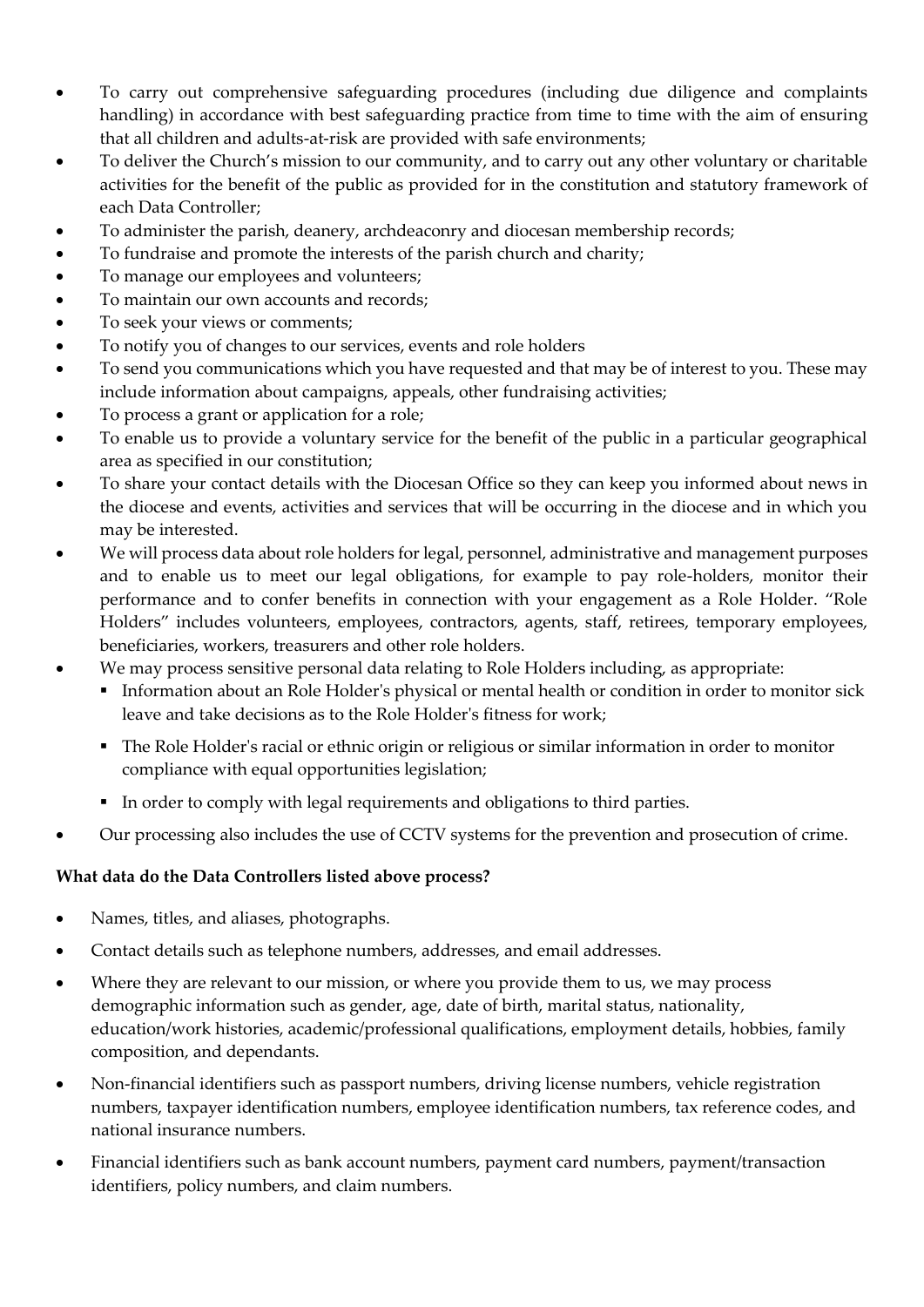- To carry out comprehensive safeguarding procedures (including due diligence and complaints handling) in accordance with best safeguarding practice from time to time with the aim of ensuring that all children and adults-at-risk are provided with safe environments;
- To deliver the Church's mission to our community, and to carry out any other voluntary or charitable activities for the benefit of the public as provided for in the constitution and statutory framework of each Data Controller;
- To administer the parish, deanery, archdeaconry and diocesan membership records;
- To fundraise and promote the interests of the parish church and charity;
- To manage our employees and volunteers;
- To maintain our own accounts and records;
- To seek your views or comments;
- To notify you of changes to our services, events and role holders
- To send you communications which you have requested and that may be of interest to you. These may include information about campaigns, appeals, other fundraising activities;
- To process a grant or application for a role;
- To enable us to provide a voluntary service for the benefit of the public in a particular geographical area as specified in our constitution;
- To share your contact details with the Diocesan Office so they can keep you informed about news in the diocese and events, activities and services that will be occurring in the diocese and in which you may be interested.
- We will process data about role holders for legal, personnel, administrative and management purposes and to enable us to meet our legal obligations, for example to pay role-holders, monitor their performance and to confer benefits in connection with your engagement as a Role Holder. "Role Holders" includes volunteers, employees, contractors, agents, staff, retirees, temporary employees, beneficiaries, workers, treasurers and other role holders.
- We may process sensitive personal data relating to Role Holders including, as appropriate:
  - Information about an Role Holder's physical or mental health or condition in order to monitor sick leave and take decisions as to the Role Holder's fitness for work;
  - The Role Holder's racial or ethnic origin or religious or similar information in order to monitor compliance with equal opportunities legislation;
  - In order to comply with legal requirements and obligations to third parties.
- Our processing also includes the use of CCTV systems for the prevention and prosecution of crime.

**What data do the Data Controllers listed above process?**

- Names, titles, and aliases, photographs.
- Contact details such as telephone numbers, addresses, and email addresses.
- Where they are relevant to our mission, or where you provide them to us, we may process demographic information such as gender, age, date of birth, marital status, nationality, education/work histories, academic/professional qualifications, employment details, hobbies, family composition, and dependants.
- Non-financial identifiers such as passport numbers, driving license numbers, vehicle registration numbers, taxpayer identification numbers, employee identification numbers, tax reference codes, and national insurance numbers.
- Financial identifiers such as bank account numbers, payment card numbers, payment/transaction identifiers, policy numbers, and claim numbers.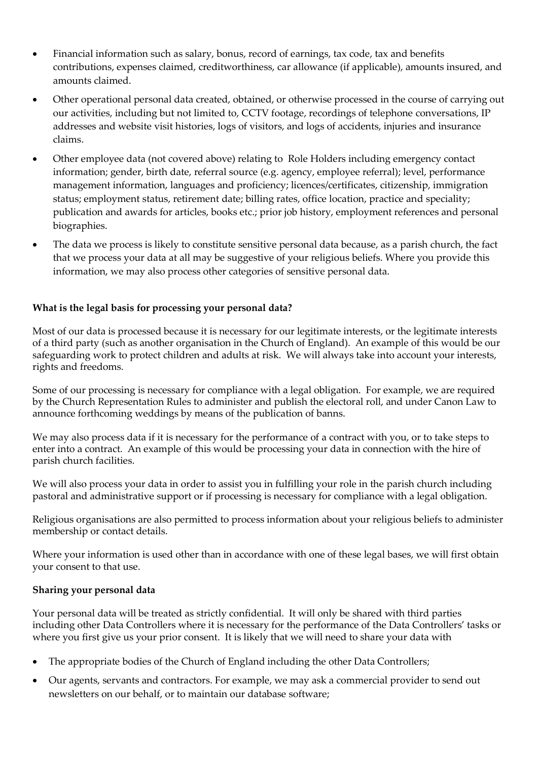- Financial information such as salary, bonus, record of earnings, tax code, tax and benefits contributions, expenses claimed, creditworthiness, car allowance (if applicable), amounts insured, and amounts claimed.
- Other operational personal data created, obtained, or otherwise processed in the course of carrying out our activities, including but not limited to, CCTV footage, recordings of telephone conversations, IP addresses and website visit histories, logs of visitors, and logs of accidents, injuries and insurance claims.
- Other employee data (not covered above) relating to Role Holders including emergency contact information; gender, birth date, referral source (e.g. agency, employee referral); level, performance management information, languages and proficiency; licences/certificates, citizenship, immigration status; employment status, retirement date; billing rates, office location, practice and speciality; publication and awards for articles, books etc.; prior job history, employment references and personal biographies.
- The data we process is likely to constitute sensitive personal data because, as a parish church, the fact that we process your data at all may be suggestive of your religious beliefs. Where you provide this information, we may also process other categories of sensitive personal data.

**What is the legal basis for processing your personal data?**

Most of our data is processed because it is necessary for our legitimate interests, or the legitimate interests of a third party (such as another organisation in the Church of England). An example of this would be our safeguarding work to protect children and adults at risk. We will always take into account your interests, rights and freedoms.

Some of our processing is necessary for compliance with a legal obligation. For example, we are required by the Church Representation Rules to administer and publish the electoral roll, and under Canon Law to announce forthcoming weddings by means of the publication of banns.

We may also process data if it is necessary for the performance of a contract with you, or to take steps to enter into a contract. An example of this would be processing your data in connection with the hire of parish church facilities.

We will also process your data in order to assist you in fulfilling your role in the parish church including pastoral and administrative support or if processing is necessary for compliance with a legal obligation.

Religious organisations are also permitted to process information about your religious beliefs to administer membership or contact details.

Where your information is used other than in accordance with one of these legal bases, we will first obtain your consent to that use.

**Sharing your personal data**

Your personal data will be treated as strictly confidential. It will only be shared with third parties including other Data Controllers where it is necessary for the performance of the Data Controllers' tasks or where you first give us your prior consent. It is likely that we will need to share your data with

- The appropriate bodies of the Church of England including the other Data Controllers;
- Our agents, servants and contractors. For example, we may ask a commercial provider to send out newsletters on our behalf, or to maintain our database software;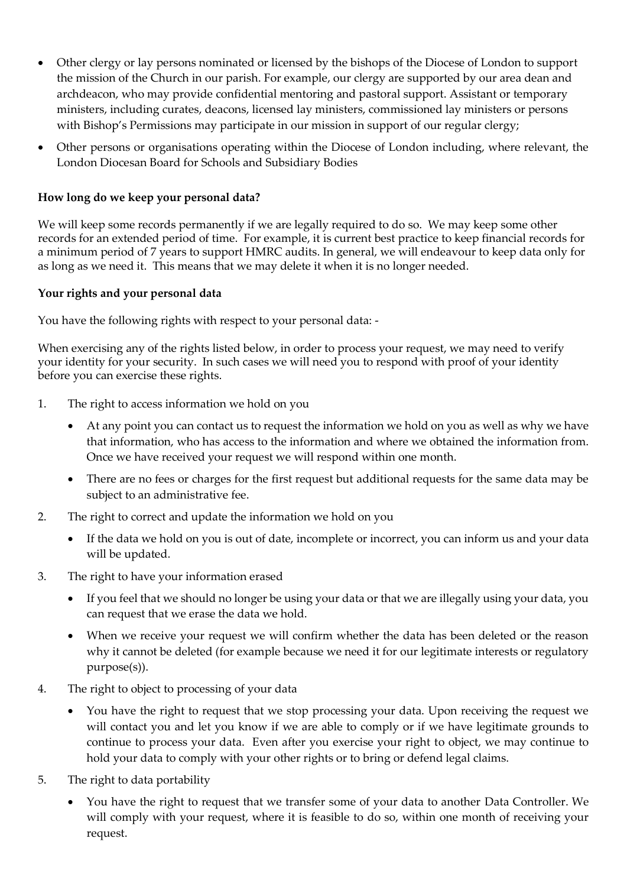- Other clergy or lay persons nominated or licensed by the bishops of the Diocese of London to support the mission of the Church in our parish. For example, our clergy are supported by our area dean and archdeacon, who may provide confidential mentoring and pastoral support. Assistant or temporary ministers, including curates, deacons, licensed lay ministers, commissioned lay ministers or persons with Bishop's Permissions may participate in our mission in support of our regular clergy;
- Other persons or organisations operating within the Diocese of London including, where relevant, the London Diocesan Board for Schools and Subsidiary Bodies

**How long do we keep your personal data?**

We will keep some records permanently if we are legally required to do so. We may keep some other records for an extended period of time. For example, it is current best practice to keep financial records for a minimum period of 7 years to support HMRC audits. In general, we will endeavour to keep data only for as long as we need it. This means that we may delete it when it is no longer needed.

**Your rights and your personal data**

You have the following rights with respect to your personal data: -

When exercising any of the rights listed below, in order to process your request, we may need to verify your identity for your security. In such cases we will need you to respond with proof of your identity before you can exercise these rights.

1. The right to access information we hold on you
    - At any point you can contact us to request the information we hold on you as well as why we have that information, who has access to the information and where we obtained the information from. Once we have received your request we will respond within one month.
    - There are no fees or charges for the first request but additional requests for the same data may be subject to an administrative fee.
2. The right to correct and update the information we hold on you
    - If the data we hold on you is out of date, incomplete or incorrect, you can inform us and your data will be updated.
3. The right to have your information erased
    - If you feel that we should no longer be using your data or that we are illegally using your data, you can request that we erase the data we hold.
    - When we receive your request we will confirm whether the data has been deleted or the reason why it cannot be deleted (for example because we need it for our legitimate interests or regulatory purpose(s)).
4. The right to object to processing of your data
    - You have the right to request that we stop processing your data. Upon receiving the request we will contact you and let you know if we are able to comply or if we have legitimate grounds to continue to process your data. Even after you exercise your right to object, we may continue to hold your data to comply with your other rights or to bring or defend legal claims.
5. The right to data portability
    - You have the right to request that we transfer some of your data to another Data Controller. We will comply with your request, where it is feasible to do so, within one month of receiving your request.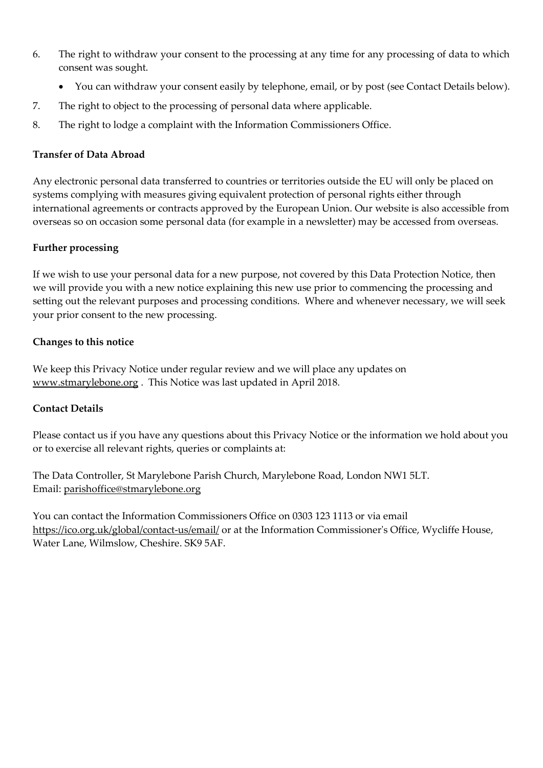6. The right to withdraw your consent to the processing at any time for any processing of data to which consent was sought.
   - You can withdraw your consent easily by telephone, email, or by post (see Contact Details below).
7. The right to object to the processing of personal data where applicable.
8. The right to lodge a complaint with the Information Commissioners Office.

**Transfer of Data Abroad**

Any electronic personal data transferred to countries or territories outside the EU will only be placed on systems complying with measures giving equivalent protection of personal rights either through international agreements or contracts approved by the European Union. Our website is also accessible from overseas so on occasion some personal data (for example in a newsletter) may be accessed from overseas.

**Further processing**

If we wish to use your personal data for a new purpose, not covered by this Data Protection Notice, then we will provide you with a new notice explaining this new use prior to commencing the processing and setting out the relevant purposes and processing conditions. Where and whenever necessary, we will seek your prior consent to the new processing.

**Changes to this notice**

We keep this Privacy Notice under regular review and we will place any updates on www.stmarylebone.org . This Notice was last updated in April 2018.

**Contact Details**

Please contact us if you have any questions about this Privacy Notice or the information we hold about you or to exercise all relevant rights, queries or complaints at:

The Data Controller, St Marylebone Parish Church, Marylebone Road, London NW1 5LT.
Email: parishoffice@stmarylebone.org

You can contact the Information Commissioners Office on 0303 123 1113 or via email https://ico.org.uk/global/contact-us/email/ or at the Information Commissioner's Office, Wycliffe House, Water Lane, Wilmslow, Cheshire. SK9 5AF.